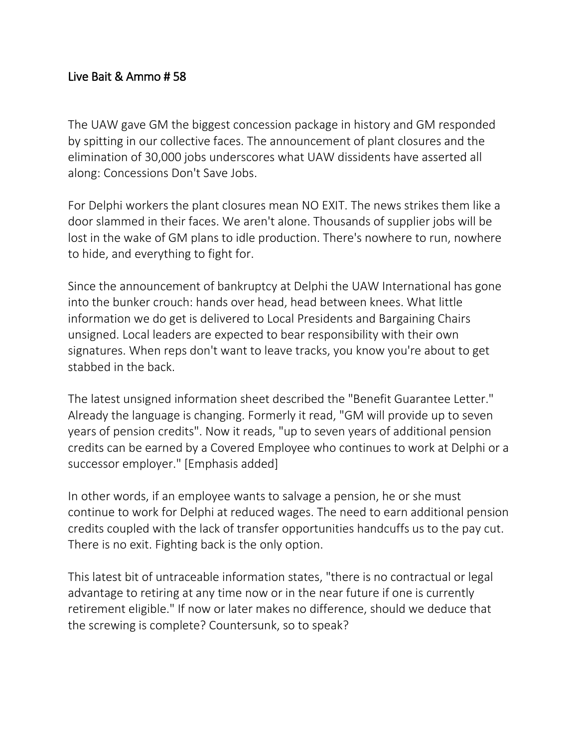# Live Bait & Ammo # 58

The UAW gave GM the biggest concession package in history and GM responded by spitting in our collective faces. The announcement of plant closures and the elimination of 30,000 jobs underscores what UAW dissidents have asserted all along: Concessions Don't Save Jobs.

For Delphi workers the plant closures mean NO EXIT. The news strikes them like a door slammed in their faces. We aren't alone. Thousands of supplier jobs will be lost in the wake of GM plans to idle production. There's nowhere to run, nowhere to hide, and everything to fight for.

Since the announcement of bankruptcy at Delphi the UAW International has gone into the bunker crouch: hands over head, head between knees. What little information we do get is delivered to Local Presidents and Bargaining Chairs unsigned. Local leaders are expected to bear responsibility with their own signatures. When reps don't want to leave tracks, you know you're about to get stabbed in the back.

The latest unsigned information sheet described the "Benefit Guarantee Letter." Already the language is changing. Formerly it read, "GM will provide up to seven years of pension credits". Now it reads, "up to seven years of additional pension credits can be earned by a Covered Employee who continues to work at Delphi or a successor employer." [Emphasis added]

In other words, if an employee wants to salvage a pension, he or she must continue to work for Delphi at reduced wages. The need to earn additional pension credits coupled with the lack of transfer opportunities handcuffs us to the pay cut. There is no exit. Fighting back is the only option.

This latest bit of untraceable information states, "there is no contractual or legal advantage to retiring at any time now or in the near future if one is currently retirement eligible." If now or later makes no difference, should we deduce that the screwing is complete? Countersunk, so to speak?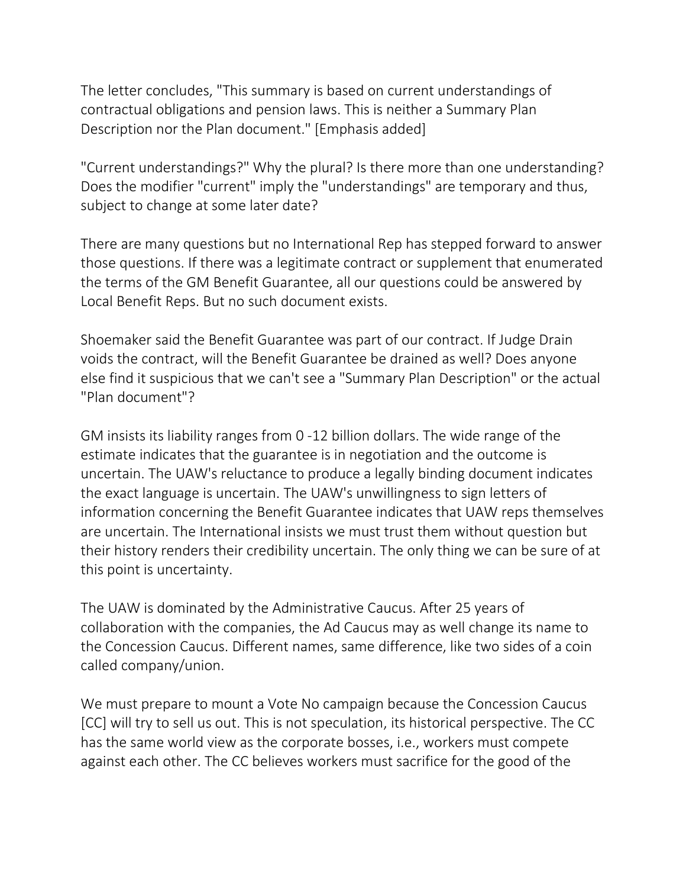The letter concludes, "This summary is based on current understandings of contractual obligations and pension laws. This is neither a Summary Plan Description nor the Plan document." [Emphasis added]

"Current understandings?" Why the plural? Is there more than one understanding? Does the modifier "current" imply the "understandings" are temporary and thus, subject to change at some later date?

There are many questions but no International Rep has stepped forward to answer those questions. If there was a legitimate contract or supplement that enumerated the terms of the GM Benefit Guarantee, all our questions could be answered by Local Benefit Reps. But no such document exists.

Shoemaker said the Benefit Guarantee was part of our contract. If Judge Drain voids the contract, will the Benefit Guarantee be drained as well? Does anyone else find it suspicious that we can't see a "Summary Plan Description" or the actual "Plan document"?

GM insists its liability ranges from 0 -12 billion dollars. The wide range of the estimate indicates that the guarantee is in negotiation and the outcome is uncertain. The UAW's reluctance to produce a legally binding document indicates the exact language is uncertain. The UAW's unwillingness to sign letters of information concerning the Benefit Guarantee indicates that UAW reps themselves are uncertain. The International insists we must trust them without question but their history renders their credibility uncertain. The only thing we can be sure of at this point is uncertainty.

The UAW is dominated by the Administrative Caucus. After 25 years of collaboration with the companies, the Ad Caucus may as well change its name to the Concession Caucus. Different names, same difference, like two sides of a coin called company/union.

We must prepare to mount a Vote No campaign because the Concession Caucus [CC] will try to sell us out. This is not speculation, its historical perspective. The CC has the same world view as the corporate bosses, i.e., workers must compete against each other. The CC believes workers must sacrifice for the good of the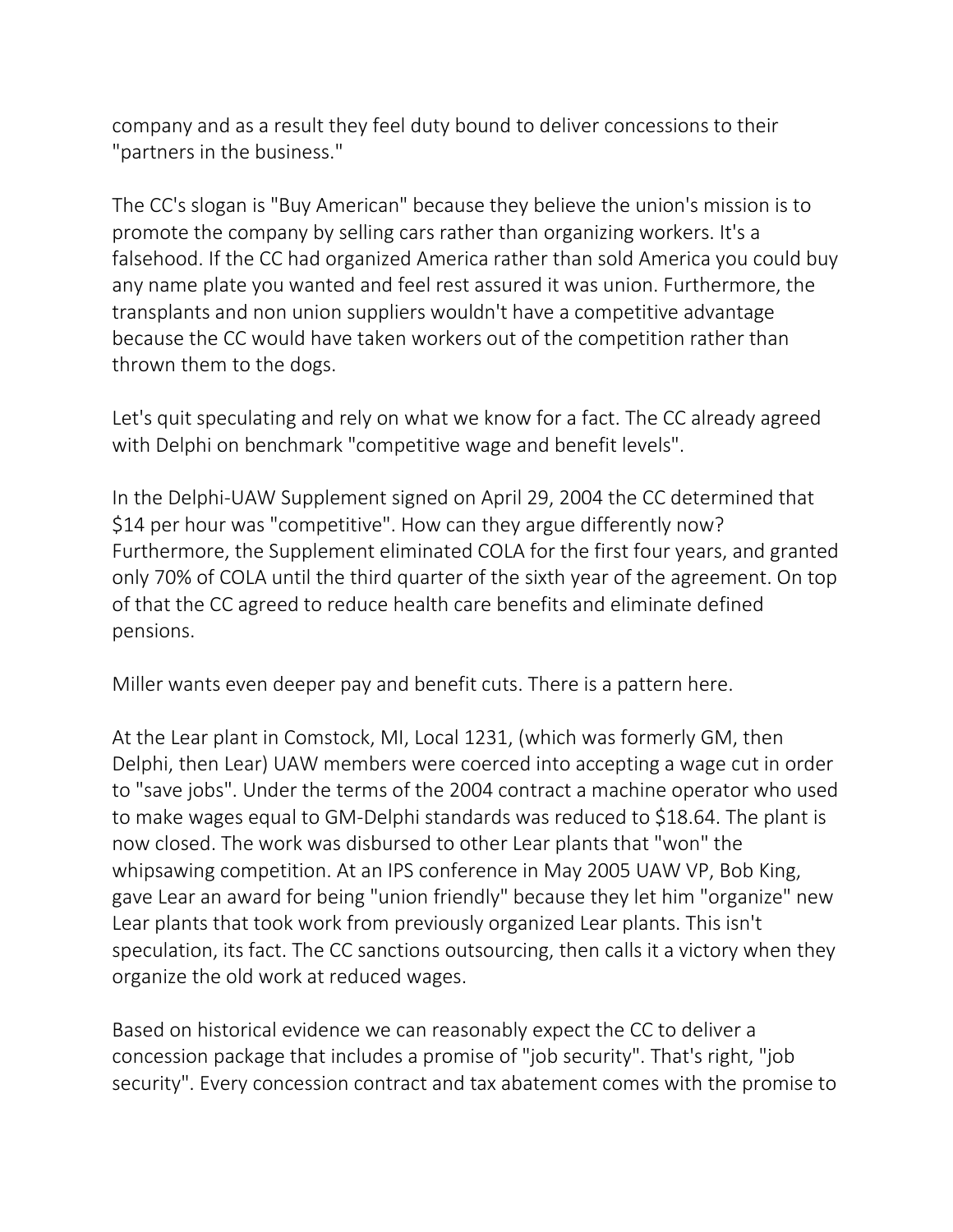company and as a result they feel duty bound to deliver concessions to their "partners in the business."

The CC's slogan is "Buy American" because they believe the union's mission is to promote the company by selling cars rather than organizing workers. It's a falsehood. If the CC had organized America rather than sold America you could buy any name plate you wanted and feel rest assured it was union. Furthermore, the transplants and non union suppliers wouldn't have a competitive advantage because the CC would have taken workers out of the competition rather than thrown them to the dogs.

Let's quit speculating and rely on what we know for a fact. The CC already agreed with Delphi on benchmark "competitive wage and benefit levels".

In the Delphi-UAW Supplement signed on April 29, 2004 the CC determined that $14 per hour was "competitive". How can they argue differently now? Furthermore, the Supplement eliminated COLA for the first four years, and granted only 70% of COLA until the third quarter of the sixth year of the agreement. On top of that the CC agreed to reduce health care benefits and eliminate defined pensions.

Miller wants even deeper pay and benefit cuts. There is a pattern here.

At the Lear plant in Comstock, MI, Local 1231, (which was formerly GM, then Delphi, then Lear) UAW members were coerced into accepting a wage cut in order to "save jobs". Under the terms of the 2004 contract a machine operator who used to make wages equal to GM-Delphi standards was reduced to $18.64. The plant is now closed. The work was disbursed to other Lear plants that "won" the whipsawing competition. At an IPS conference in May 2005 UAW VP, Bob King, gave Lear an award for being "union friendly" because they let him "organize" new Lear plants that took work from previously organized Lear plants. This isn't speculation, its fact. The CC sanctions outsourcing, then calls it a victory when they organize the old work at reduced wages.

Based on historical evidence we can reasonably expect the CC to deliver a concession package that includes a promise of "job security". That's right, "job security". Every concession contract and tax abatement comes with the promise to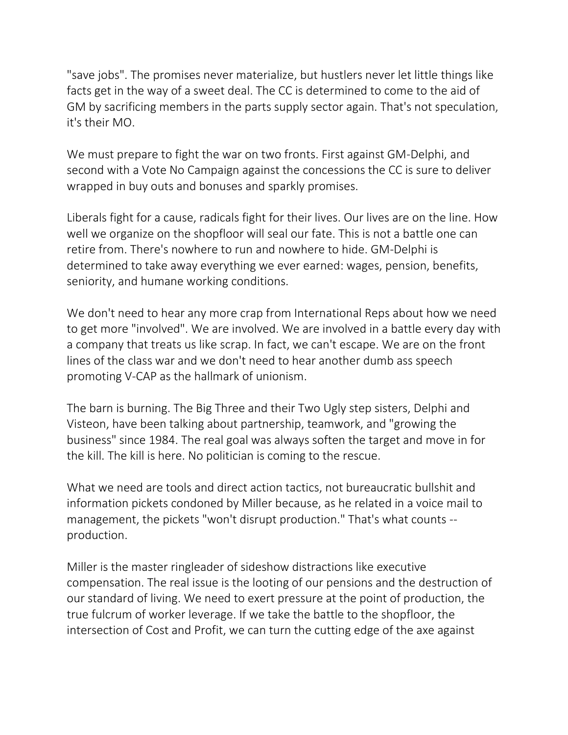"save jobs". The promises never materialize, but hustlers never let little things like facts get in the way of a sweet deal. The CC is determined to come to the aid of GM by sacrificing members in the parts supply sector again. That's not speculation, it's their MO.

We must prepare to fight the war on two fronts. First against GM-Delphi, and second with a Vote No Campaign against the concessions the CC is sure to deliver wrapped in buy outs and bonuses and sparkly promises.

Liberals fight for a cause, radicals fight for their lives. Our lives are on the line. How well we organize on the shopfloor will seal our fate. This is not a battle one can retire from. There's nowhere to run and nowhere to hide. GM-Delphi is determined to take away everything we ever earned: wages, pension, benefits, seniority, and humane working conditions.

We don't need to hear any more crap from International Reps about how we need to get more "involved". We are involved. We are involved in a battle every day with a company that treats us like scrap. In fact, we can't escape. We are on the front lines of the class war and we don't need to hear another dumb ass speech promoting V-CAP as the hallmark of unionism.

The barn is burning. The Big Three and their Two Ugly step sisters, Delphi and Visteon, have been talking about partnership, teamwork, and "growing the business" since 1984. The real goal was always soften the target and move in for the kill. The kill is here. No politician is coming to the rescue.

What we need are tools and direct action tactics, not bureaucratic bullshit and information pickets condoned by Miller because, as he related in a voice mail to management, the pickets "won't disrupt production." That's what counts -- production.

Miller is the master ringleader of sideshow distractions like executive compensation. The real issue is the looting of our pensions and the destruction of our standard of living. We need to exert pressure at the point of production, the true fulcrum of worker leverage. If we take the battle to the shopfloor, the intersection of Cost and Profit, we can turn the cutting edge of the axe against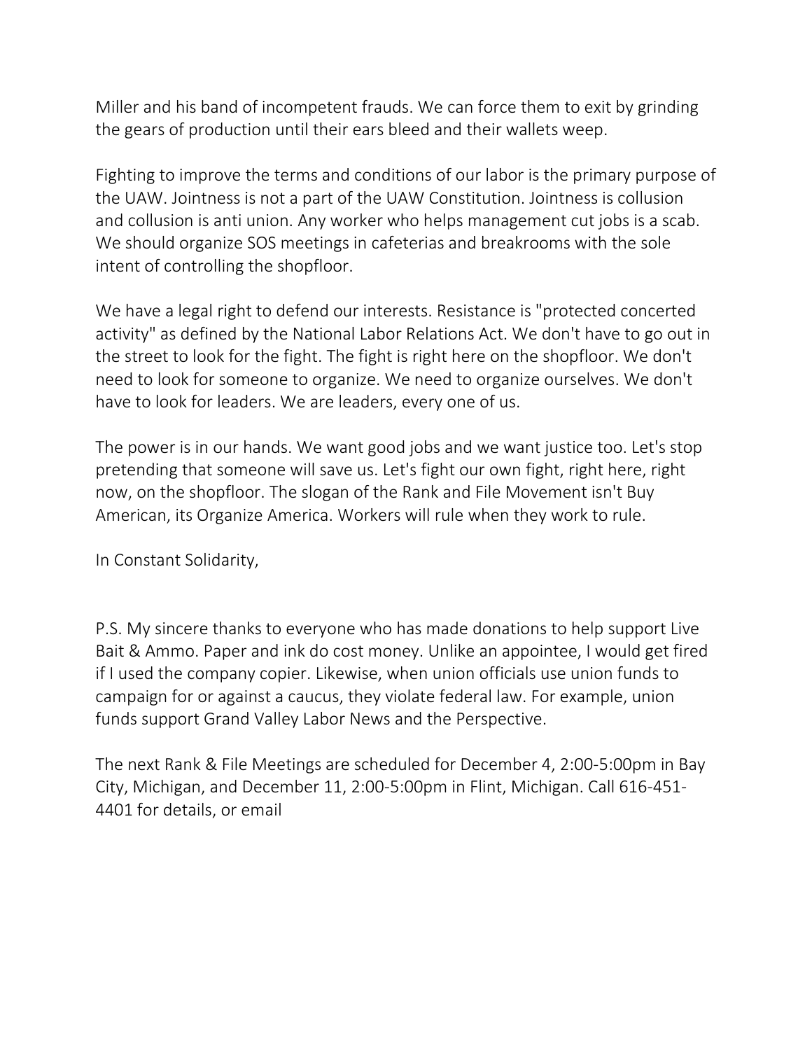Miller and his band of incompetent frauds. We can force them to exit by grinding the gears of production until their ears bleed and their wallets weep.

Fighting to improve the terms and conditions of our labor is the primary purpose of the UAW. Jointness is not a part of the UAW Constitution. Jointness is collusion and collusion is anti union. Any worker who helps management cut jobs is a scab. We should organize SOS meetings in cafeterias and breakrooms with the sole intent of controlling the shopfloor.

We have a legal right to defend our interests. Resistance is "protected concerted activity" as defined by the National Labor Relations Act. We don't have to go out in the street to look for the fight. The fight is right here on the shopfloor. We don't need to look for someone to organize. We need to organize ourselves. We don't have to look for leaders. We are leaders, every one of us.

The power is in our hands. We want good jobs and we want justice too. Let's stop pretending that someone will save us. Let's fight our own fight, right here, right now, on the shopfloor. The slogan of the Rank and File Movement isn't Buy American, its Organize America. Workers will rule when they work to rule.

In Constant Solidarity,

P.S. My sincere thanks to everyone who has made donations to help support Live Bait & Ammo. Paper and ink do cost money. Unlike an appointee, I would get fired if I used the company copier. Likewise, when union officials use union funds to campaign for or against a caucus, they violate federal law. For example, union funds support Grand Valley Labor News and the Perspective.

The next Rank & File Meetings are scheduled for December 4, 2:00-5:00pm in Bay City, Michigan, and December 11, 2:00-5:00pm in Flint, Michigan. Call 616-451-4401 for details, or email